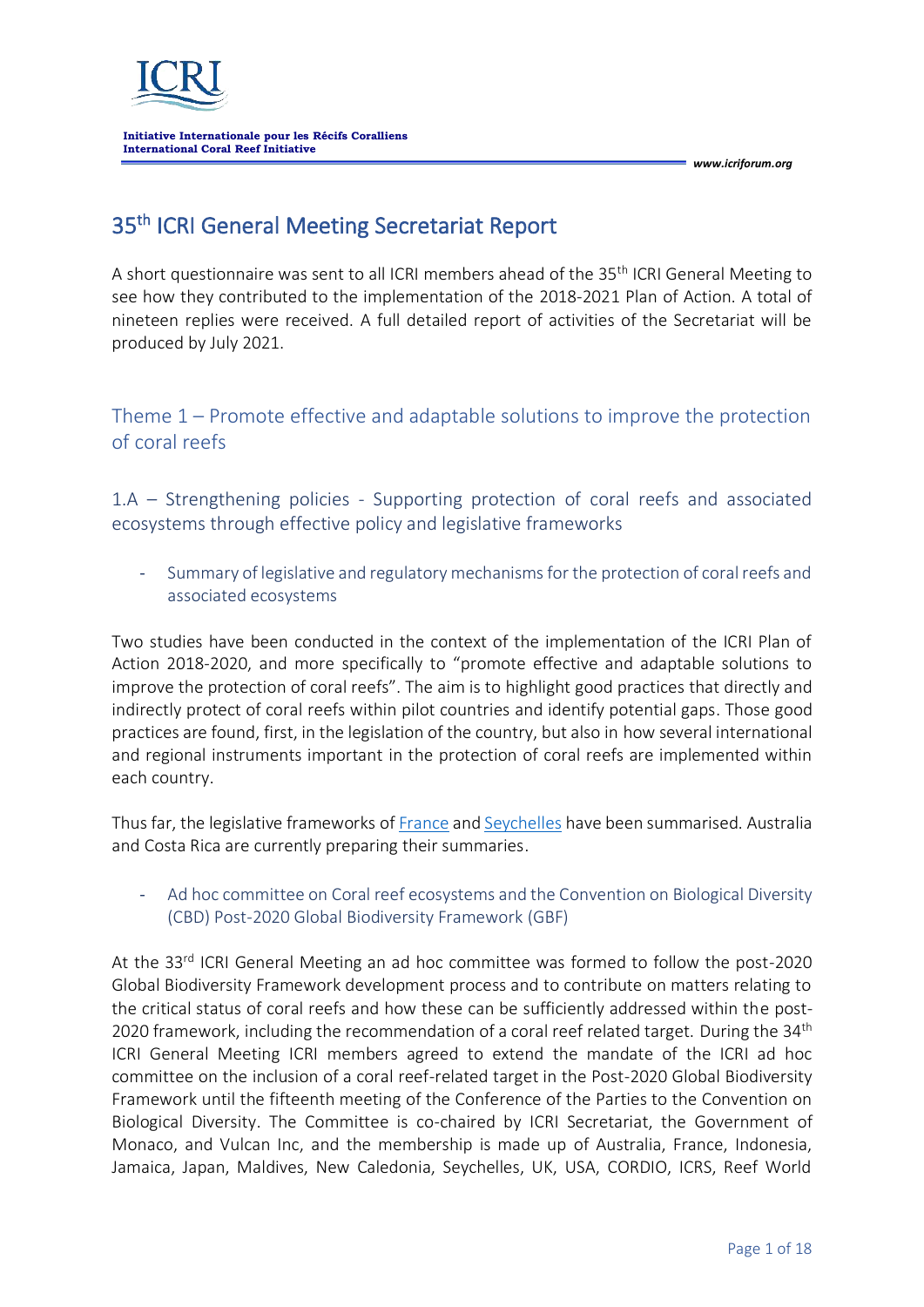Initiative Internationale pour les Récifs Coralliens
International Coral Reef Initiative

www.icriforum.org

# 35th ICRI General Meeting Secretariat Report

A short questionnaire was sent to all ICRI members ahead of the 35th ICRI General Meeting to see how they contributed to the implementation of the 2018-2021 Plan of Action. A total of nineteen replies were received. A full detailed report of activities of the Secretariat will be produced by July 2021.

## Theme 1 – Promote effective and adaptable solutions to improve the protection of coral reefs

### 1.A – Strengthening policies - Supporting protection of coral reefs and associated ecosystems through effective policy and legislative frameworks

- Summary of legislative and regulatory mechanisms for the protection of coral reefs and associated ecosystems

Two studies have been conducted in the context of the implementation of the ICRI Plan of Action 2018-2020, and more specifically to "promote effective and adaptable solutions to improve the protection of coral reefs". The aim is to highlight good practices that directly and indirectly protect of coral reefs within pilot countries and identify potential gaps. Those good practices are found, first, in the legislation of the country, but also in how several international and regional instruments important in the protection of coral reefs are implemented within each country.

Thus far, the legislative frameworks of France and Seychelles have been summarised. Australia and Costa Rica are currently preparing their summaries.

- Ad hoc committee on Coral reef ecosystems and the Convention on Biological Diversity (CBD) Post-2020 Global Biodiversity Framework (GBF)

At the 33rd ICRI General Meeting an ad hoc committee was formed to follow the post-2020 Global Biodiversity Framework development process and to contribute on matters relating to the critical status of coral reefs and how these can be sufficiently addressed within the post-2020 framework, including the recommendation of a coral reef related target. During the 34th ICRI General Meeting ICRI members agreed to extend the mandate of the ICRI ad hoc committee on the inclusion of a coral reef-related target in the Post-2020 Global Biodiversity Framework until the fifteenth meeting of the Conference of the Parties to the Convention on Biological Diversity. The Committee is co-chaired by ICRI Secretariat, the Government of Monaco, and Vulcan Inc, and the membership is made up of Australia, France, Indonesia, Jamaica, Japan, Maldives, New Caledonia, Seychelles, UK, USA, CORDIO, ICRS, Reef World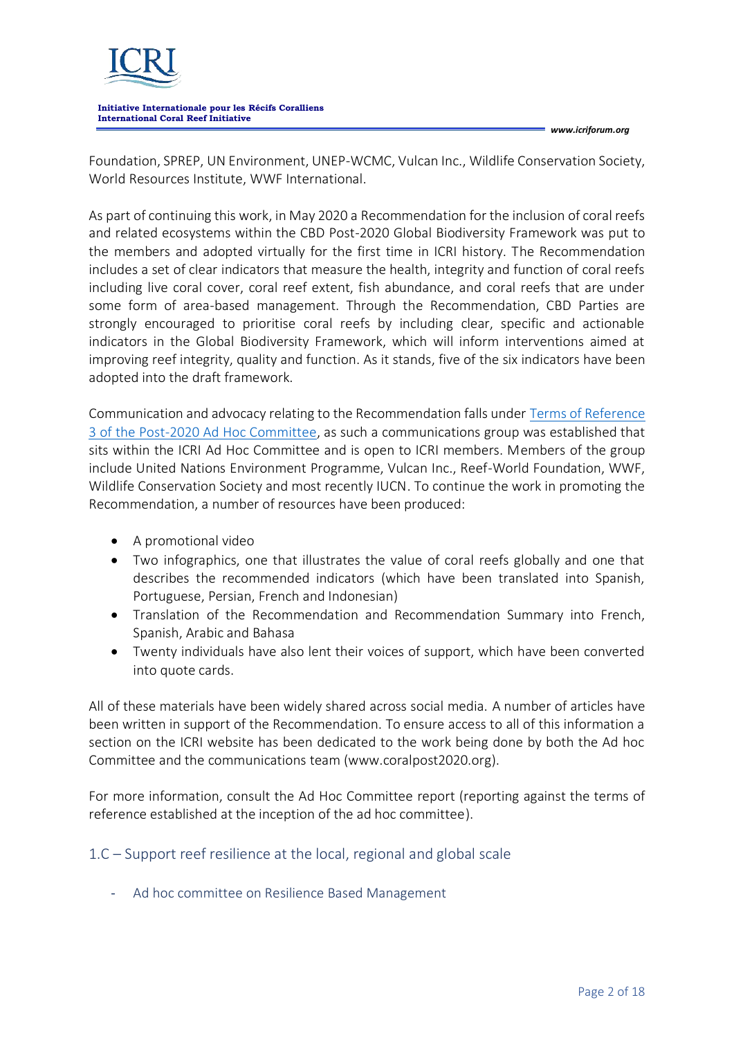Foundation, SPREP, UN Environment, UNEP-WCMC, Vulcan Inc., Wildlife Conservation Society, World Resources Institute, WWF International.

As part of continuing this work, in May 2020 a Recommendation for the inclusion of coral reefs and related ecosystems within the CBD Post-2020 Global Biodiversity Framework was put to the members and adopted virtually for the first time in ICRI history. The Recommendation includes a set of clear indicators that measure the health, integrity and function of coral reefs including live coral cover, coral reef extent, fish abundance, and coral reefs that are under some form of area-based management. Through the Recommendation, CBD Parties are strongly encouraged to prioritise coral reefs by including clear, specific and actionable indicators in the Global Biodiversity Framework, which will inform interventions aimed at improving reef integrity, quality and function. As it stands, five of the six indicators have been adopted into the draft framework.

Communication and advocacy relating to the Recommendation falls under Terms of Reference 3 of the Post-2020 Ad Hoc Committee, as such a communications group was established that sits within the ICRI Ad Hoc Committee and is open to ICRI members. Members of the group include United Nations Environment Programme, Vulcan Inc., Reef-World Foundation, WWF, Wildlife Conservation Society and most recently IUCN. To continue the work in promoting the Recommendation, a number of resources have been produced:

- A promotional video
- Two infographics, one that illustrates the value of coral reefs globally and one that describes the recommended indicators (which have been translated into Spanish, Portuguese, Persian, French and Indonesian)
- Translation of the Recommendation and Recommendation Summary into French, Spanish, Arabic and Bahasa
- Twenty individuals have also lent their voices of support, which have been converted into quote cards.

All of these materials have been widely shared across social media. A number of articles have been written in support of the Recommendation. To ensure access to all of this information a section on the ICRI website has been dedicated to the work being done by both the Ad hoc Committee and the communications team (www.coralpost2020.org).

For more information, consult the Ad Hoc Committee report (reporting against the terms of reference established at the inception of the ad hoc committee).

## 1.C – Support reef resilience at the local, regional and global scale

- Ad hoc committee on Resilience Based Management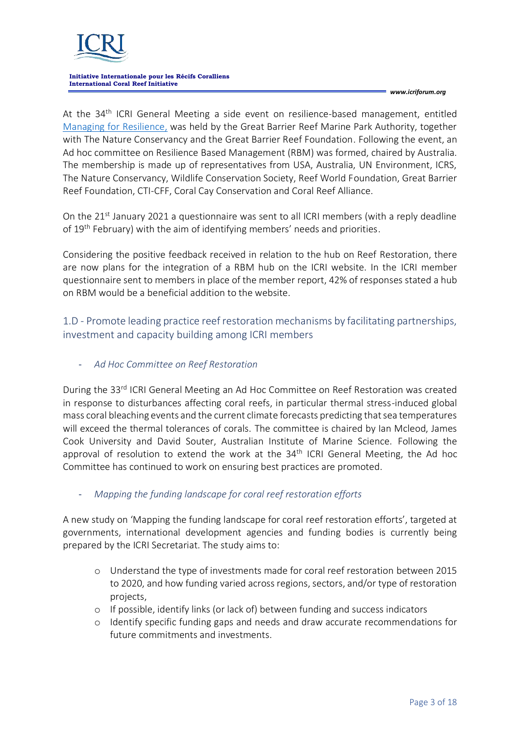At the 34th ICRI General Meeting a side event on resilience-based management, entitled Managing for Resilience, was held by the Great Barrier Reef Marine Park Authority, together with The Nature Conservancy and the Great Barrier Reef Foundation. Following the event, an Ad hoc committee on Resilience Based Management (RBM) was formed, chaired by Australia. The membership is made up of representatives from USA, Australia, UN Environment, ICRS, The Nature Conservancy, Wildlife Conservation Society, Reef World Foundation, Great Barrier Reef Foundation, CTI-CFF, Coral Cay Conservation and Coral Reef Alliance.

On the 21st January 2021 a questionnaire was sent to all ICRI members (with a reply deadline of 19th February) with the aim of identifying members' needs and priorities.

Considering the positive feedback received in relation to the hub on Reef Restoration, there are now plans for the integration of a RBM hub on the ICRI website. In the ICRI member questionnaire sent to members in place of the member report, 42% of responses stated a hub on RBM would be a beneficial addition to the website.

## 1.D - Promote leading practice reef restoration mechanisms by facilitating partnerships, investment and capacity building among ICRI members

- *Ad Hoc Committee on Reef Restoration*

During the 33rd ICRI General Meeting an Ad Hoc Committee on Reef Restoration was created in response to disturbances affecting coral reefs, in particular thermal stress-induced global mass coral bleaching events and the current climate forecasts predicting that sea temperatures will exceed the thermal tolerances of corals. The committee is chaired by Ian Mcleod, James Cook University and David Souter, Australian Institute of Marine Science. Following the approval of resolution to extend the work at the 34th ICRI General Meeting, the Ad hoc Committee has continued to work on ensuring best practices are promoted.

- *Mapping the funding landscape for coral reef restoration efforts*

A new study on 'Mapping the funding landscape for coral reef restoration efforts', targeted at governments, international development agencies and funding bodies is currently being prepared by the ICRI Secretariat. The study aims to:

- Understand the type of investments made for coral reef restoration between 2015 to 2020, and how funding varied across regions, sectors, and/or type of restoration projects,
- If possible, identify links (or lack of) between funding and success indicators
- Identify specific funding gaps and needs and draw accurate recommendations for future commitments and investments.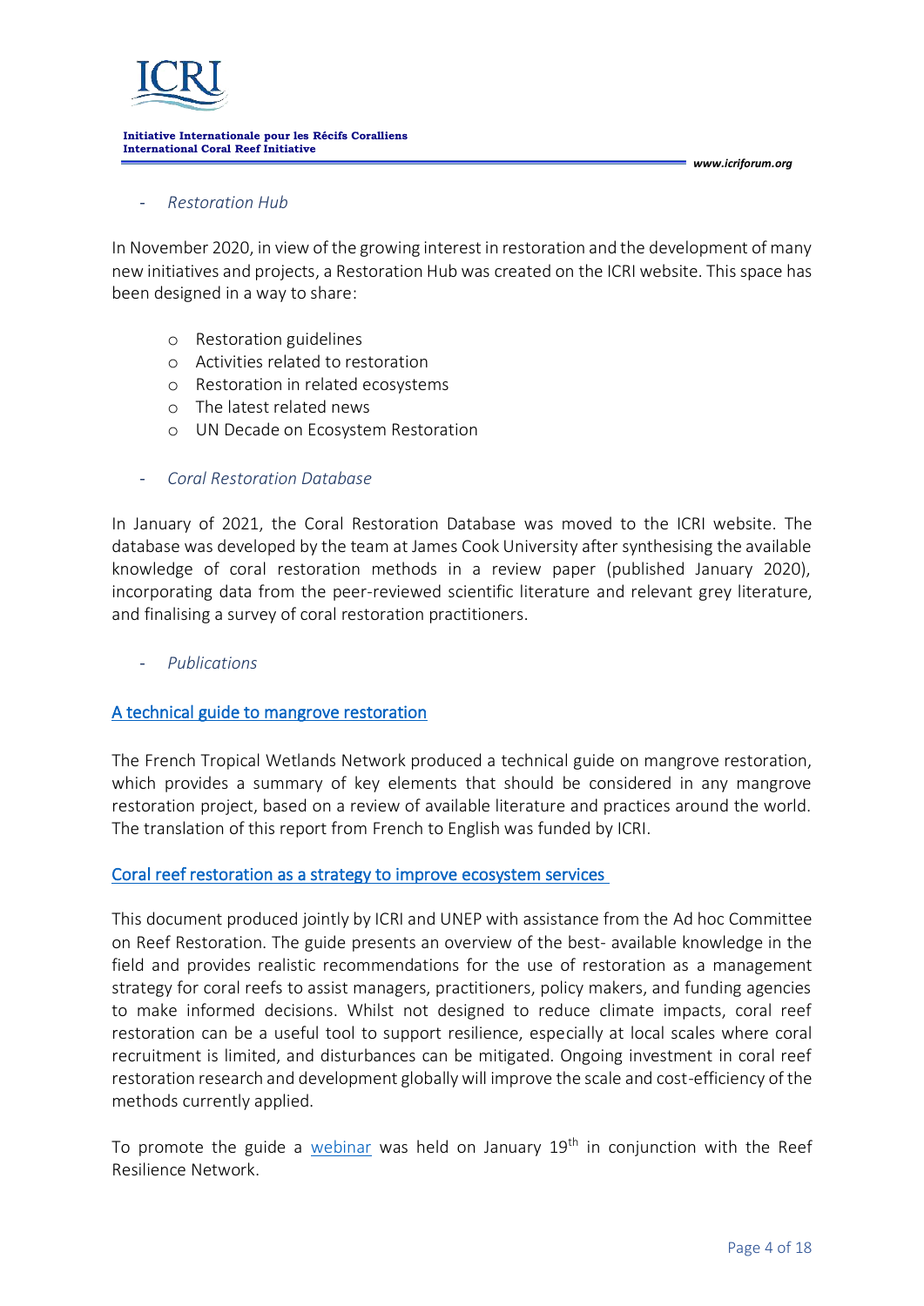- *Restoration Hub*

In November 2020, in view of the growing interest in restoration and the development of many new initiatives and projects, a Restoration Hub was created on the ICRI website. This space has been designed in a way to share:

- Restoration guidelines
- Activities related to restoration
- Restoration in related ecosystems
- The latest related news
- UN Decade on Ecosystem Restoration

- *Coral Restoration Database*

In January of 2021, the Coral Restoration Database was moved to the ICRI website. The database was developed by the team at James Cook University after synthesising the available knowledge of coral restoration methods in a review paper (published January 2020), incorporating data from the peer-reviewed scientific literature and relevant grey literature, and finalising a survey of coral restoration practitioners.

- *Publications*

A technical guide to mangrove restoration

The French Tropical Wetlands Network produced a technical guide on mangrove restoration, which provides a summary of key elements that should be considered in any mangrove restoration project, based on a review of available literature and practices around the world. The translation of this report from French to English was funded by ICRI.

Coral reef restoration as a strategy to improve ecosystem services

This document produced jointly by ICRI and UNEP with assistance from the Ad hoc Committee on Reef Restoration. The guide presents an overview of the best- available knowledge in the field and provides realistic recommendations for the use of restoration as a management strategy for coral reefs to assist managers, practitioners, policy makers, and funding agencies to make informed decisions. Whilst not designed to reduce climate impacts, coral reef restoration can be a useful tool to support resilience, especially at local scales where coral recruitment is limited, and disturbances can be mitigated. Ongoing investment in coral reef restoration research and development globally will improve the scale and cost-efficiency of the methods currently applied.

To promote the guide a webinar was held on January 19th in conjunction with the Reef Resilience Network.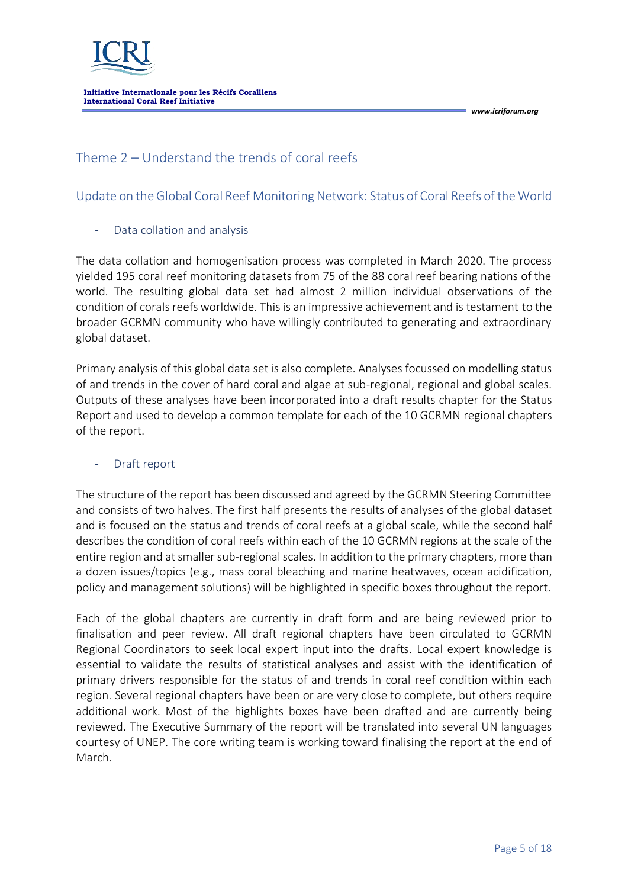## Theme 2 – Understand the trends of coral reefs

### Update on the Global Coral Reef Monitoring Network: Status of Coral Reefs of the World

- Data collation and analysis

The data collation and homogenisation process was completed in March 2020. The process yielded 195 coral reef monitoring datasets from 75 of the 88 coral reef bearing nations of the world. The resulting global data set had almost 2 million individual observations of the condition of corals reefs worldwide. This is an impressive achievement and is testament to the broader GCRMN community who have willingly contributed to generating and extraordinary global dataset.

Primary analysis of this global data set is also complete. Analyses focussed on modelling status of and trends in the cover of hard coral and algae at sub-regional, regional and global scales. Outputs of these analyses have been incorporated into a draft results chapter for the Status Report and used to develop a common template for each of the 10 GCRMN regional chapters of the report.

- Draft report

The structure of the report has been discussed and agreed by the GCRMN Steering Committee and consists of two halves. The first half presents the results of analyses of the global dataset and is focused on the status and trends of coral reefs at a global scale, while the second half describes the condition of coral reefs within each of the 10 GCRMN regions at the scale of the entire region and at smaller sub-regional scales. In addition to the primary chapters, more than a dozen issues/topics (e.g., mass coral bleaching and marine heatwaves, ocean acidification, policy and management solutions) will be highlighted in specific boxes throughout the report.

Each of the global chapters are currently in draft form and are being reviewed prior to finalisation and peer review. All draft regional chapters have been circulated to GCRMN Regional Coordinators to seek local expert input into the drafts. Local expert knowledge is essential to validate the results of statistical analyses and assist with the identification of primary drivers responsible for the status of and trends in coral reef condition within each region. Several regional chapters have been or are very close to complete, but others require additional work. Most of the highlights boxes have been drafted and are currently being reviewed. The Executive Summary of the report will be translated into several UN languages courtesy of UNEP. The core writing team is working toward finalising the report at the end of March.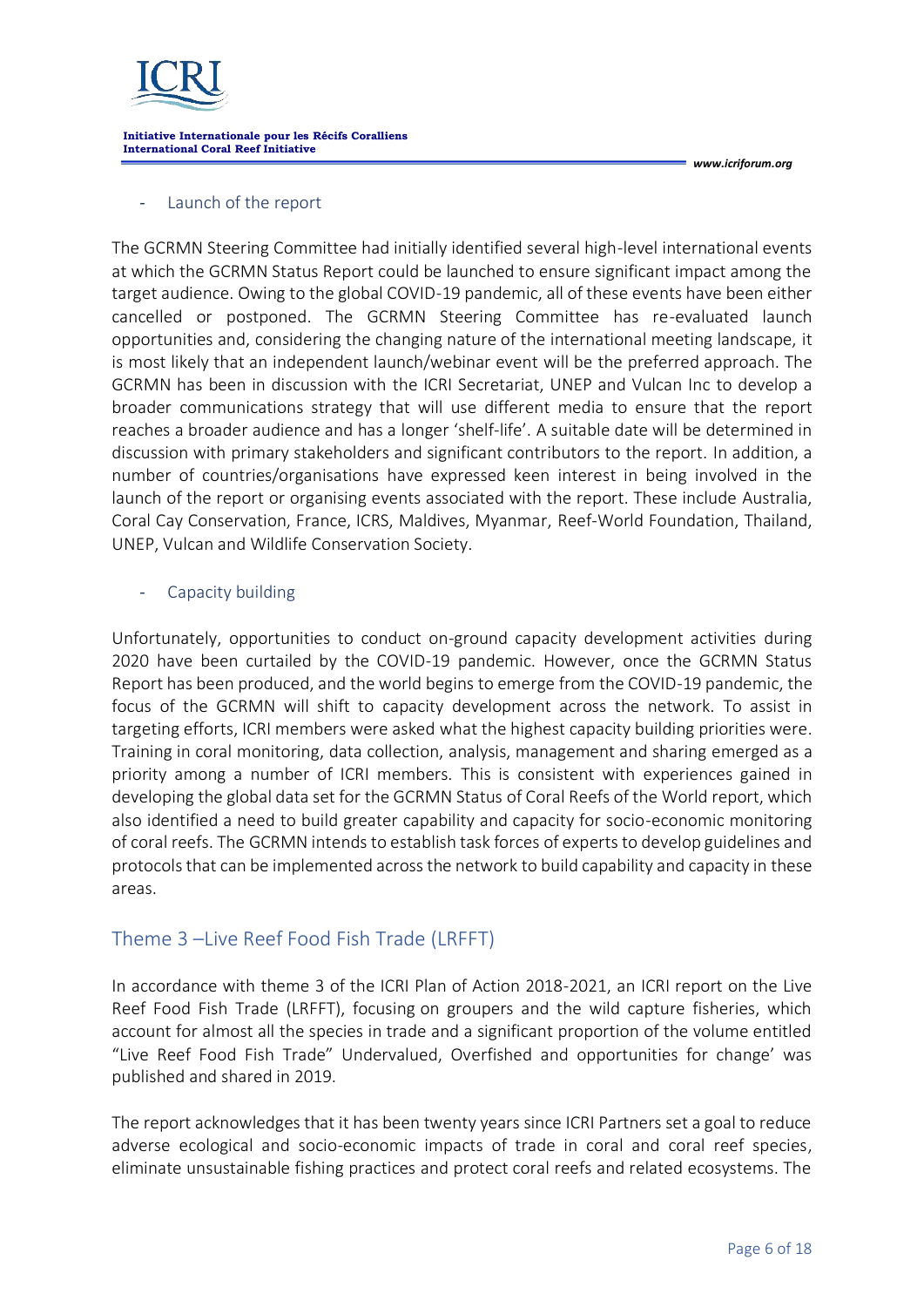- Launch of the report

The GCRMN Steering Committee had initially identified several high-level international events at which the GCRMN Status Report could be launched to ensure significant impact among the target audience. Owing to the global COVID-19 pandemic, all of these events have been either cancelled or postponed. The GCRMN Steering Committee has re-evaluated launch opportunities and, considering the changing nature of the international meeting landscape, it is most likely that an independent launch/webinar event will be the preferred approach. The GCRMN has been in discussion with the ICRI Secretariat, UNEP and Vulcan Inc to develop a broader communications strategy that will use different media to ensure that the report reaches a broader audience and has a longer 'shelf-life'. A suitable date will be determined in discussion with primary stakeholders and significant contributors to the report. In addition, a number of countries/organisations have expressed keen interest in being involved in the launch of the report or organising events associated with the report. These include Australia, Coral Cay Conservation, France, ICRS, Maldives, Myanmar, Reef-World Foundation, Thailand, UNEP, Vulcan and Wildlife Conservation Society.

- Capacity building

Unfortunately, opportunities to conduct on-ground capacity development activities during 2020 have been curtailed by the COVID-19 pandemic. However, once the GCRMN Status Report has been produced, and the world begins to emerge from the COVID-19 pandemic, the focus of the GCRMN will shift to capacity development across the network. To assist in targeting efforts, ICRI members were asked what the highest capacity building priorities were. Training in coral monitoring, data collection, analysis, management and sharing emerged as a priority among a number of ICRI members. This is consistent with experiences gained in developing the global data set for the GCRMN Status of Coral Reefs of the World report, which also identified a need to build greater capability and capacity for socio-economic monitoring of coral reefs. The GCRMN intends to establish task forces of experts to develop guidelines and protocols that can be implemented across the network to build capability and capacity in these areas.

## Theme 3 –Live Reef Food Fish Trade (LRFFT)

In accordance with theme 3 of the ICRI Plan of Action 2018-2021, an ICRI report on the Live Reef Food Fish Trade (LRFFT), focusing on groupers and the wild capture fisheries, which account for almost all the species in trade and a significant proportion of the volume entitled "Live Reef Food Fish Trade" Undervalued, Overfished and opportunities for change' was published and shared in 2019.

The report acknowledges that it has been twenty years since ICRI Partners set a goal to reduce adverse ecological and socio-economic impacts of trade in coral and coral reef species, eliminate unsustainable fishing practices and protect coral reefs and related ecosystems. The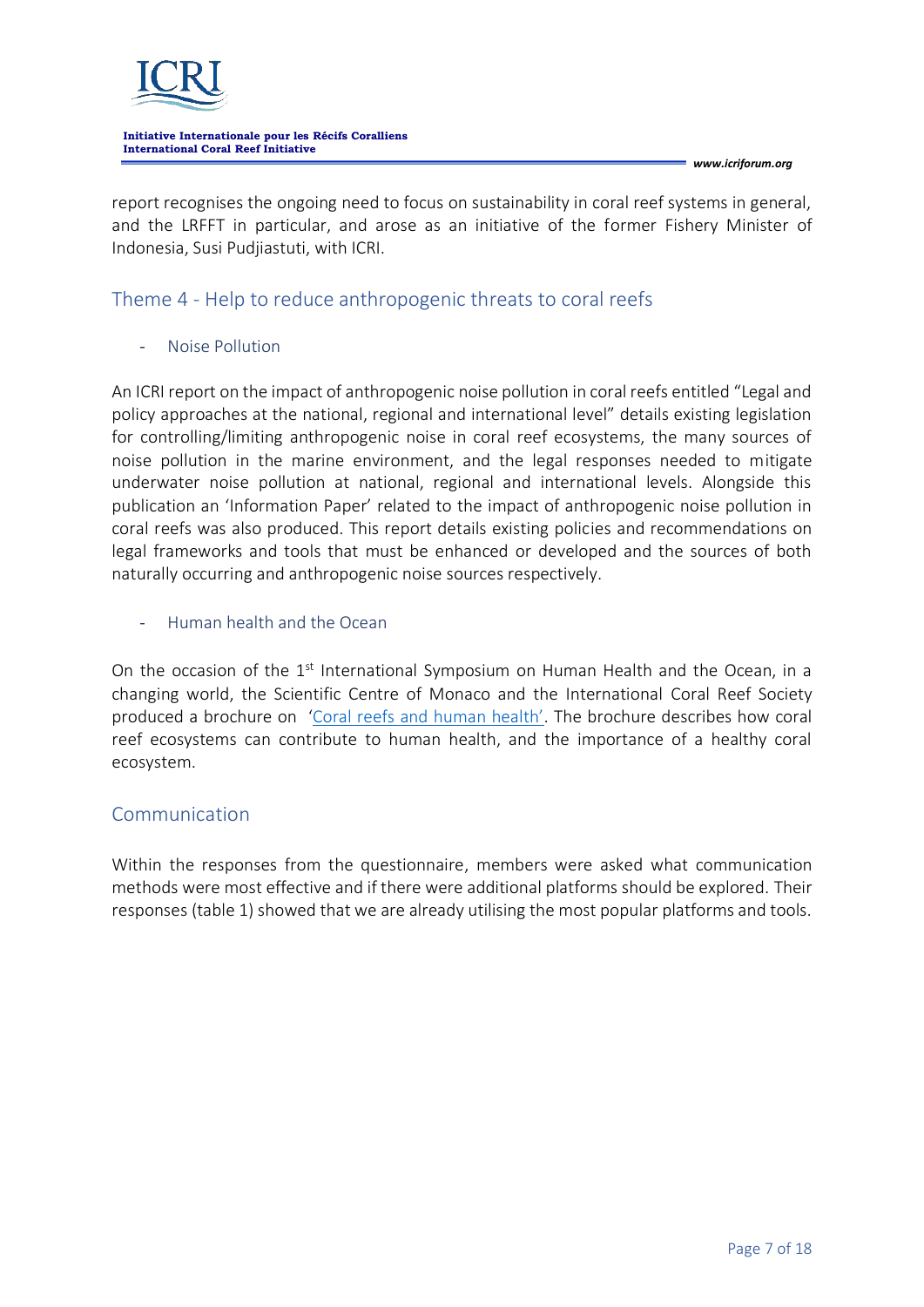report recognises the ongoing need to focus on sustainability in coral reef systems in general, and the LRFFT in particular, and arose as an initiative of the former Fishery Minister of Indonesia, Susi Pudjiastuti, with ICRI.

## Theme 4 - Help to reduce anthropogenic threats to coral reefs

### - Noise Pollution

An ICRI report on the impact of anthropogenic noise pollution in coral reefs entitled "Legal and policy approaches at the national, regional and international level" details existing legislation for controlling/limiting anthropogenic noise in coral reef ecosystems, the many sources of noise pollution in the marine environment, and the legal responses needed to mitigate underwater noise pollution at national, regional and international levels. Alongside this publication an 'Information Paper' related to the impact of anthropogenic noise pollution in coral reefs was also produced. This report details existing policies and recommendations on legal frameworks and tools that must be enhanced or developed and the sources of both naturally occurring and anthropogenic noise sources respectively.

### - Human health and the Ocean

On the occasion of the 1st International Symposium on Human Health and the Ocean, in a changing world, the Scientific Centre of Monaco and the International Coral Reef Society produced a brochure on 'Coral reefs and human health'. The brochure describes how coral reef ecosystems can contribute to human health, and the importance of a healthy coral ecosystem.

## Communication

Within the responses from the questionnaire, members were asked what communication methods were most effective and if there were additional platforms should be explored. Their responses (table 1) showed that we are already utilising the most popular platforms and tools.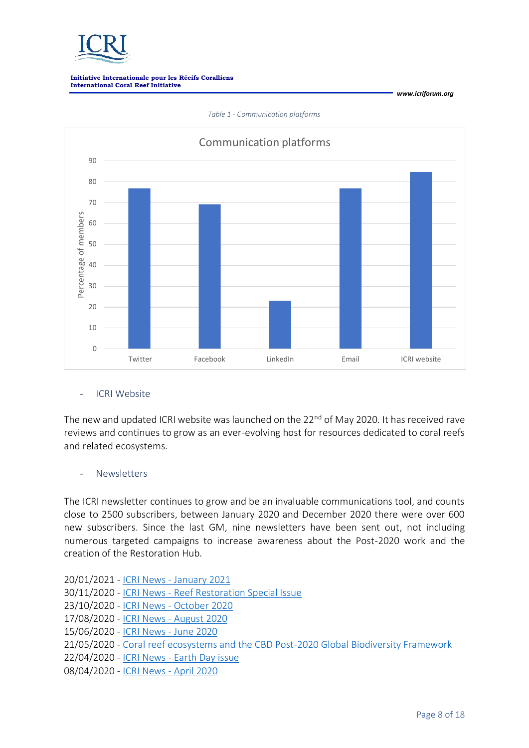*Table 1 - Communication platforms*

**Communication platforms**

| Platform | Percentage of members |
|---|---|
| Twitter | ~77 |
| Facebook | ~69 |
| LinkedIn | ~23 |
| Email | ~77 |
| ICRI website | ~85 |

- ICRI Website

The new and updated ICRI website was launched on the 22nd of May 2020. It has received rave reviews and continues to grow as an ever-evolving host for resources dedicated to coral reefs and related ecosystems.

- Newsletters

The ICRI newsletter continues to grow and be an invaluable communications tool, and counts close to 2500 subscribers, between January 2020 and December 2020 there were over 600 new subscribers. Since the last GM, nine newsletters have been sent out, not including numerous targeted campaigns to increase awareness about the Post-2020 work and the creation of the Restoration Hub.

20/01/2021 - ICRI News - January 2021
30/11/2020 - ICRI News - Reef Restoration Special Issue
23/10/2020 - ICRI News - October 2020
17/08/2020 - ICRI News - August 2020
15/06/2020 - ICRI News - June 2020
21/05/2020 - Coral reef ecosystems and the CBD Post-2020 Global Biodiversity Framework
22/04/2020 - ICRI News - Earth Day issue
08/04/2020 - ICRI News - April 2020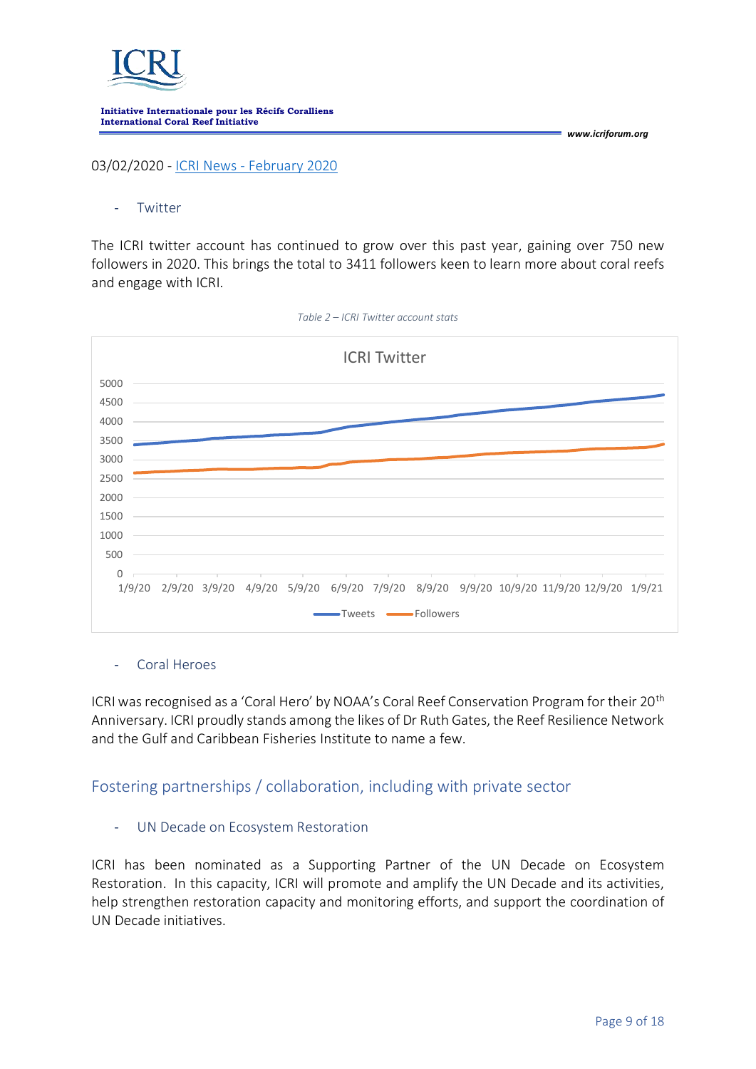03/02/2020 - ICRI News - February 2020

- Twitter

The ICRI twitter account has continued to grow over this past year, gaining over 750 new followers in 2020. This brings the total to 3411 followers keen to learn more about coral reefs and engage with ICRI.

*Table 2 – ICRI Twitter account stats*

ICRI Twitter

5000
4500
4000
3500
3000
2500
2000
1500
1000
500
0

1/9/20 2/9/20 3/9/20 4/9/20 5/9/20 6/9/20 7/9/20 8/9/20 9/9/20 10/9/20 11/9/20 12/9/20 1/9/21

Tweets Followers

- Coral Heroes

ICRI was recognised as a 'Coral Hero' by NOAA's Coral Reef Conservation Program for their 20th Anniversary. ICRI proudly stands among the likes of Dr Ruth Gates, the Reef Resilience Network and the Gulf and Caribbean Fisheries Institute to name a few.

## Fostering partnerships / collaboration, including with private sector

- UN Decade on Ecosystem Restoration

ICRI has been nominated as a Supporting Partner of the UN Decade on Ecosystem Restoration. In this capacity, ICRI will promote and amplify the UN Decade and its activities, help strengthen restoration capacity and monitoring efforts, and support the coordination of UN Decade initiatives.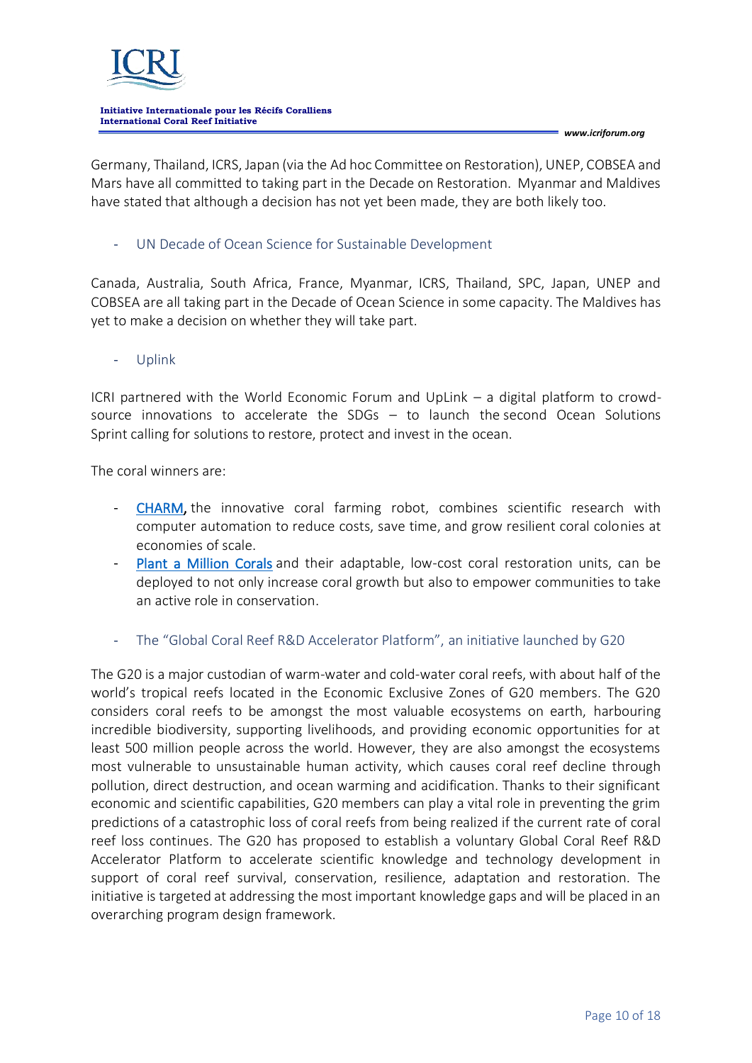Germany, Thailand, ICRS, Japan (via the Ad hoc Committee on Restoration), UNEP, COBSEA and Mars have all committed to taking part in the Decade on Restoration. Myanmar and Maldives have stated that although a decision has not yet been made, they are both likely too.

- UN Decade of Ocean Science for Sustainable Development

Canada, Australia, South Africa, France, Myanmar, ICRS, Thailand, SPC, Japan, UNEP and COBSEA are all taking part in the Decade of Ocean Science in some capacity. The Maldives has yet to make a decision on whether they will take part.

- Uplink

ICRI partnered with the World Economic Forum and UpLink – a digital platform to crowd-source innovations to accelerate the SDGs – to launch the second Ocean Solutions Sprint calling for solutions to restore, protect and invest in the ocean.

The coral winners are:

- CHARM, the innovative coral farming robot, combines scientific research with computer automation to reduce costs, save time, and grow resilient coral colonies at economies of scale.
- Plant a Million Corals and their adaptable, low-cost coral restoration units, can be deployed to not only increase coral growth but also to empower communities to take an active role in conservation.

- The "Global Coral Reef R&D Accelerator Platform", an initiative launched by G20

The G20 is a major custodian of warm-water and cold-water coral reefs, with about half of the world's tropical reefs located in the Economic Exclusive Zones of G20 members. The G20 considers coral reefs to be amongst the most valuable ecosystems on earth, harbouring incredible biodiversity, supporting livelihoods, and providing economic opportunities for at least 500 million people across the world. However, they are also amongst the ecosystems most vulnerable to unsustainable human activity, which causes coral reef decline through pollution, direct destruction, and ocean warming and acidification. Thanks to their significant economic and scientific capabilities, G20 members can play a vital role in preventing the grim predictions of a catastrophic loss of coral reefs from being realized if the current rate of coral reef loss continues. The G20 has proposed to establish a voluntary Global Coral Reef R&D Accelerator Platform to accelerate scientific knowledge and technology development in support of coral reef survival, conservation, resilience, adaptation and restoration. The initiative is targeted at addressing the most important knowledge gaps and will be placed in an overarching program design framework.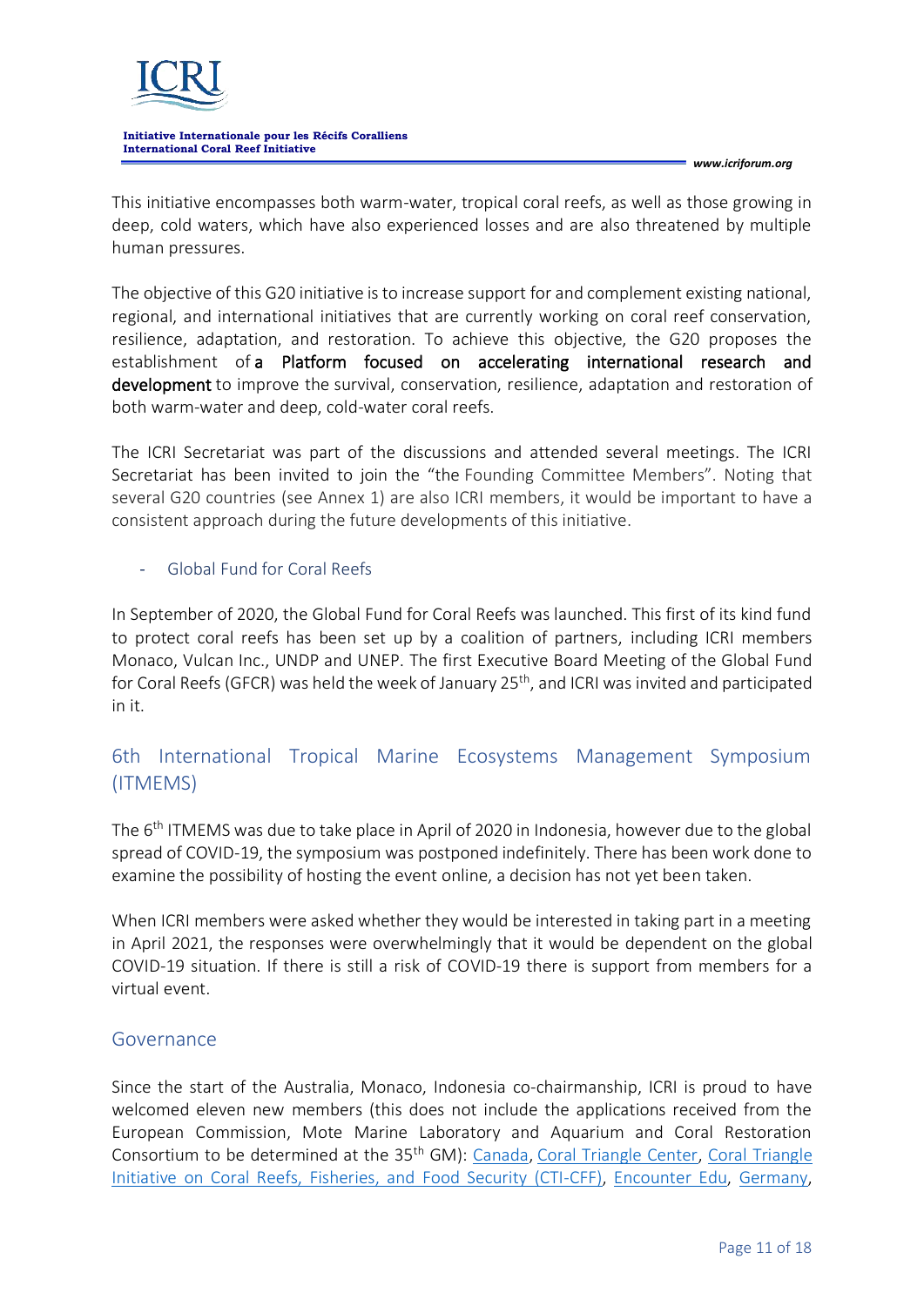This initiative encompasses both warm-water, tropical coral reefs, as well as those growing in deep, cold waters, which have also experienced losses and are also threatened by multiple human pressures.

The objective of this G20 initiative is to increase support for and complement existing national, regional, and international initiatives that are currently working on coral reef conservation, resilience, adaptation, and restoration. To achieve this objective, the G20 proposes the establishment of **a Platform focused on accelerating international research and development** to improve the survival, conservation, resilience, adaptation and restoration of both warm-water and deep, cold-water coral reefs.

The ICRI Secretariat was part of the discussions and attended several meetings. The ICRI Secretariat has been invited to join the "the Founding Committee Members". Noting that several G20 countries (see Annex 1) are also ICRI members, it would be important to have a consistent approach during the future developments of this initiative.

- Global Fund for Coral Reefs

In September of 2020, the Global Fund for Coral Reefs was launched. This first of its kind fund to protect coral reefs has been set up by a coalition of partners, including ICRI members Monaco, Vulcan Inc., UNDP and UNEP. The first Executive Board Meeting of the Global Fund for Coral Reefs (GFCR) was held the week of January 25th, and ICRI was invited and participated in it.

## 6th International Tropical Marine Ecosystems Management Symposium (ITMEMS)

The 6th ITMEMS was due to take place in April of 2020 in Indonesia, however due to the global spread of COVID-19, the symposium was postponed indefinitely. There has been work done to examine the possibility of hosting the event online, a decision has not yet been taken.

When ICRI members were asked whether they would be interested in taking part in a meeting in April 2021, the responses were overwhelmingly that it would be dependent on the global COVID-19 situation. If there is still a risk of COVID-19 there is support from members for a virtual event.

## Governance

Since the start of the Australia, Monaco, Indonesia co-chairmanship, ICRI is proud to have welcomed eleven new members (this does not include the applications received from the European Commission, Mote Marine Laboratory and Aquarium and Coral Restoration Consortium to be determined at the 35th GM): Canada, Coral Triangle Center, Coral Triangle Initiative on Coral Reefs, Fisheries, and Food Security (CTI-CFF), Encounter Edu, Germany,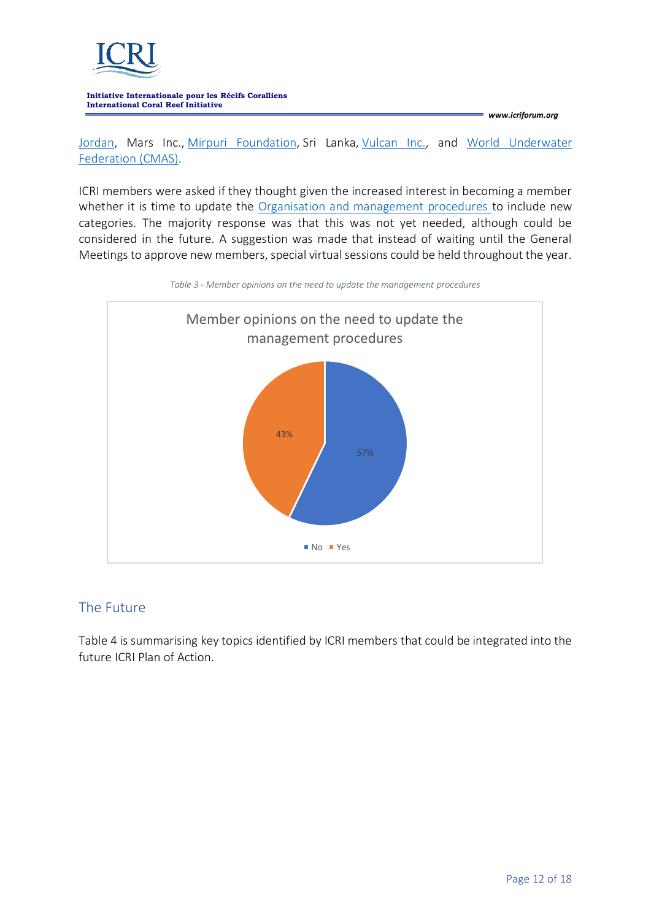Jordan, Mars Inc., Mirpuri Foundation, Sri Lanka, Vulcan Inc., and World Underwater Federation (CMAS).

ICRI members were asked if they thought given the increased interest in becoming a member whether it is time to update the Organisation and management procedures to include new categories. The majority response was that this was not yet needed, although could be considered in the future. A suggestion was made that instead of waiting until the General Meetings to approve new members, special virtual sessions could be held throughout the year.

*Table 3 - Member opinions on the need to update the management procedures*

Member opinions on the need to update the management procedures

| Response | Percentage |
| --- | --- |
| No | 57% |
| Yes | 43% |

## The Future

Table 4 is summarising key topics identified by ICRI members that could be integrated into the future ICRI Plan of Action.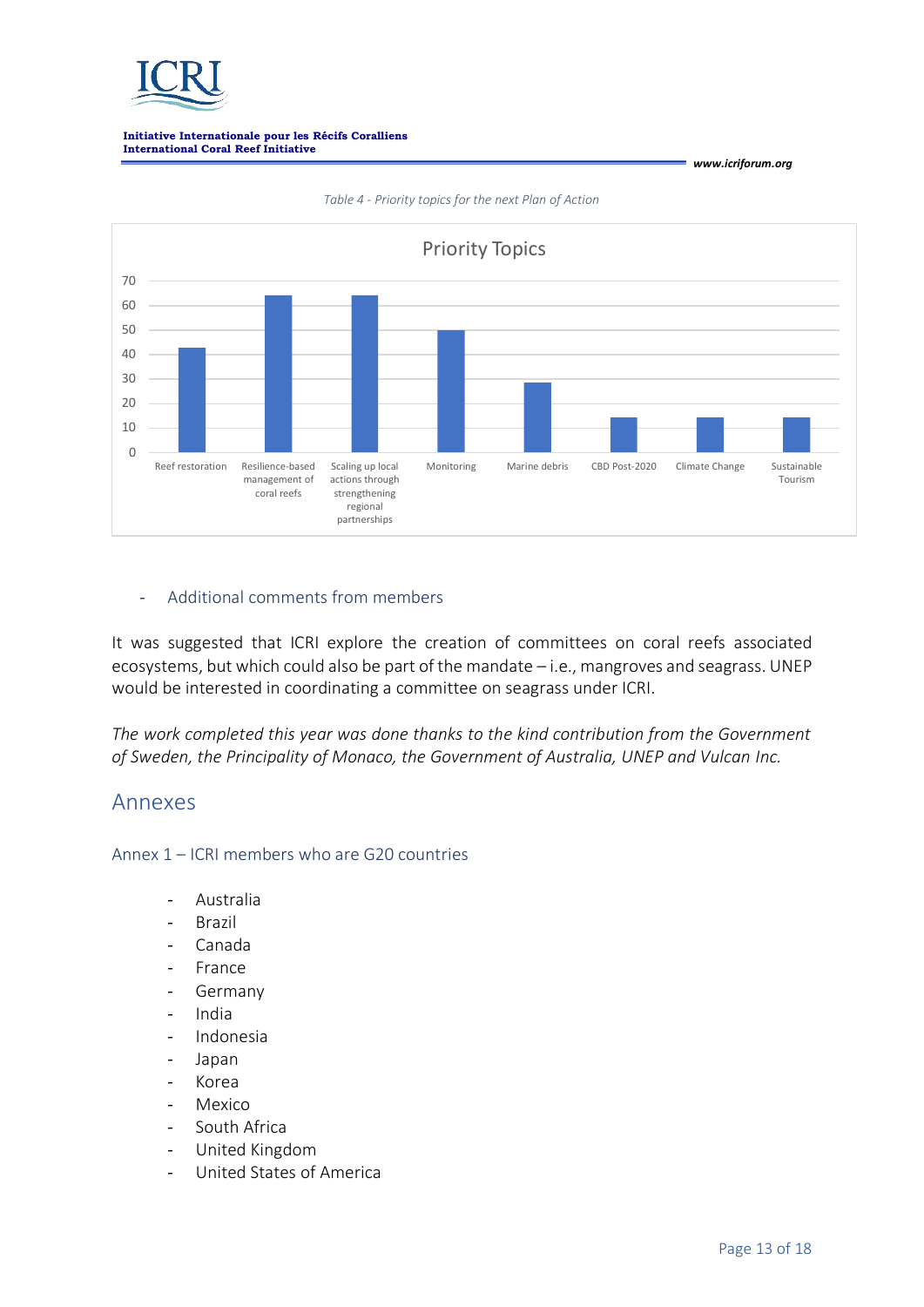*Table 4 - Priority topics for the next Plan of Action*

- Additional comments from members

It was suggested that ICRI explore the creation of committees on coral reefs associated ecosystems, but which could also be part of the mandate – i.e., mangroves and seagrass. UNEP would be interested in coordinating a committee on seagrass under ICRI.

*The work completed this year was done thanks to the kind contribution from the Government of Sweden, the Principality of Monaco, the Government of Australia, UNEP and Vulcan Inc.*

# Annexes

## Annex 1 – ICRI members who are G20 countries

- Australia
- Brazil
- Canada
- France
- Germany
- India
- Indonesia
- Japan
- Korea
- Mexico
- South Africa
- United Kingdom
- United States of America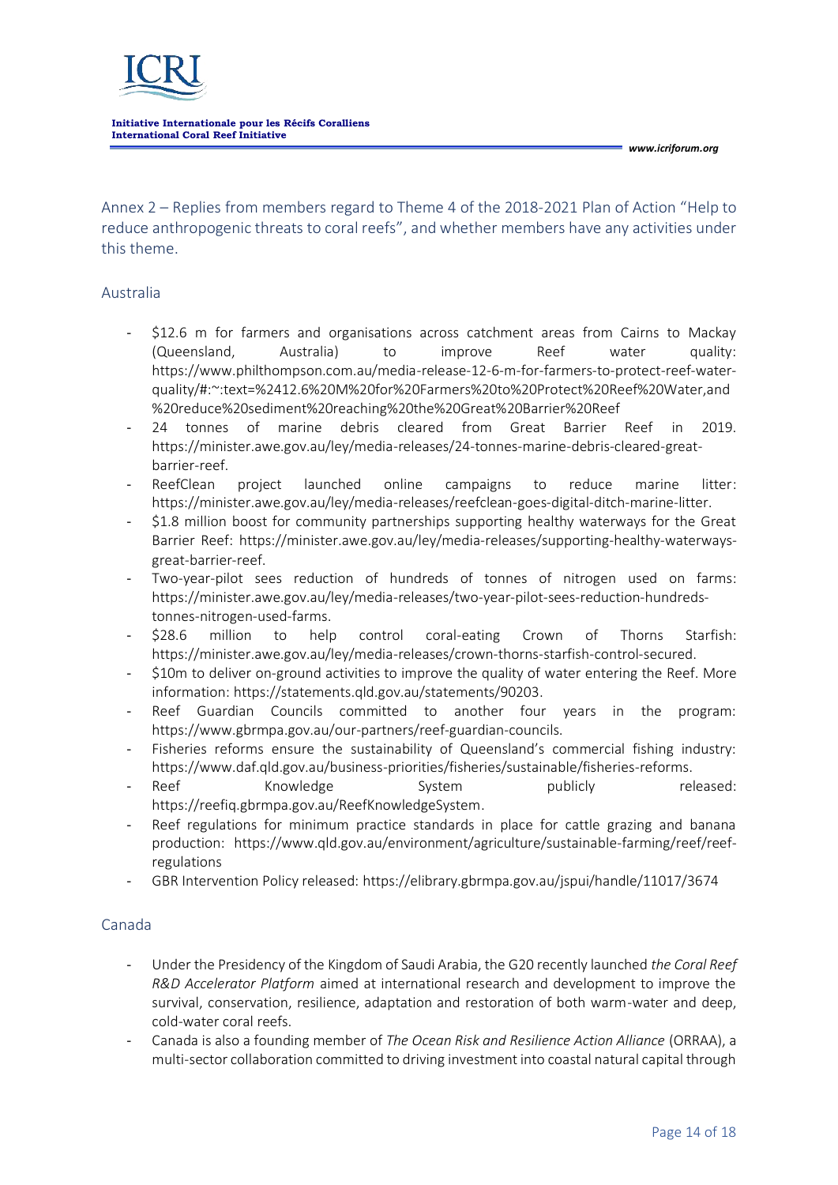Annex 2 – Replies from members regard to Theme 4 of the 2018-2021 Plan of Action "Help to reduce anthropogenic threats to coral reefs", and whether members have any activities under this theme.

## Australia

- $12.6 m for farmers and organisations across catchment areas from Cairns to Mackay (Queensland, Australia) to improve Reef water quality: https://www.philthompson.com.au/media-release-12-6-m-for-farmers-to-protect-reef-water-quality/#:~:text=%2412.6%20M%20for%20Farmers%20to%20Protect%20Reef%20Water,and%20reduce%20sediment%20reaching%20the%20Great%20Barrier%20Reef
- 24 tonnes of marine debris cleared from Great Barrier Reef in 2019. https://minister.awe.gov.au/ley/media-releases/24-tonnes-marine-debris-cleared-great-barrier-reef.
- ReefClean project launched online campaigns to reduce marine litter: https://minister.awe.gov.au/ley/media-releases/reefclean-goes-digital-ditch-marine-litter.
- $1.8 million boost for community partnerships supporting healthy waterways for the Great Barrier Reef: https://minister.awe.gov.au/ley/media-releases/supporting-healthy-waterways-great-barrier-reef.
- Two-year-pilot sees reduction of hundreds of tonnes of nitrogen used on farms: https://minister.awe.gov.au/ley/media-releases/two-year-pilot-sees-reduction-hundreds-tonnes-nitrogen-used-farms.
- $28.6 million to help control coral-eating Crown of Thorns Starfish: https://minister.awe.gov.au/ley/media-releases/crown-thorns-starfish-control-secured.
- $10m to deliver on-ground activities to improve the quality of water entering the Reef. More information: https://statements.qld.gov.au/statements/90203.
- Reef Guardian Councils committed to another four years in the program: https://www.gbrmpa.gov.au/our-partners/reef-guardian-councils.
- Fisheries reforms ensure the sustainability of Queensland's commercial fishing industry: https://www.daf.qld.gov.au/business-priorities/fisheries/sustainable/fisheries-reforms.
- Reef Knowledge System publicly released: https://reefiq.gbrmpa.gov.au/ReefKnowledgeSystem.
- Reef regulations for minimum practice standards in place for cattle grazing and banana production: https://www.qld.gov.au/environment/agriculture/sustainable-farming/reef/reef-regulations
- GBR Intervention Policy released: https://elibrary.gbrmpa.gov.au/jspui/handle/11017/3674

## Canada

- Under the Presidency of the Kingdom of Saudi Arabia, the G20 recently launched *the Coral Reef R&D Accelerator Platform* aimed at international research and development to improve the survival, conservation, resilience, adaptation and restoration of both warm-water and deep, cold-water coral reefs.
- Canada is also a founding member of *The Ocean Risk and Resilience Action Alliance* (ORRAA), a multi-sector collaboration committed to driving investment into coastal natural capital through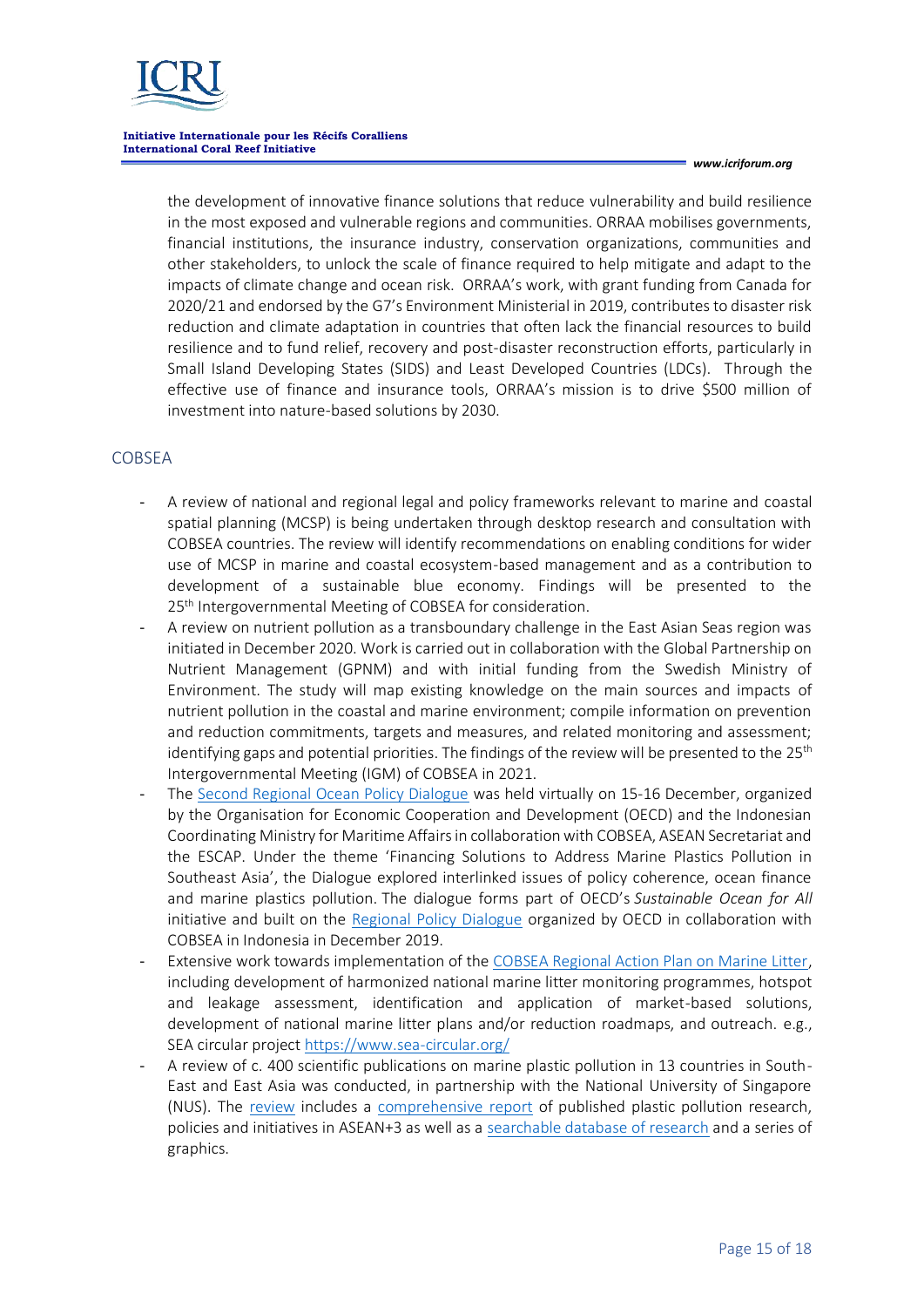the development of innovative finance solutions that reduce vulnerability and build resilience in the most exposed and vulnerable regions and communities. ORRAA mobilises governments, financial institutions, the insurance industry, conservation organizations, communities and other stakeholders, to unlock the scale of finance required to help mitigate and adapt to the impacts of climate change and ocean risk. ORRAA's work, with grant funding from Canada for 2020/21 and endorsed by the G7's Environment Ministerial in 2019, contributes to disaster risk reduction and climate adaptation in countries that often lack the financial resources to build resilience and to fund relief, recovery and post-disaster reconstruction efforts, particularly in Small Island Developing States (SIDS) and Least Developed Countries (LDCs). Through the effective use of finance and insurance tools, ORRAA's mission is to drive $500 million of investment into nature-based solutions by 2030.

## COBSEA

- A review of national and regional legal and policy frameworks relevant to marine and coastal spatial planning (MCSP) is being undertaken through desktop research and consultation with COBSEA countries. The review will identify recommendations on enabling conditions for wider use of MCSP in marine and coastal ecosystem-based management and as a contribution to development of a sustainable blue economy. Findings will be presented to the 25th Intergovernmental Meeting of COBSEA for consideration.
- A review on nutrient pollution as a transboundary challenge in the East Asian Seas region was initiated in December 2020. Work is carried out in collaboration with the Global Partnership on Nutrient Management (GPNM) and with initial funding from the Swedish Ministry of Environment. The study will map existing knowledge on the main sources and impacts of nutrient pollution in the coastal and marine environment; compile information on prevention and reduction commitments, targets and measures, and related monitoring and assessment; identifying gaps and potential priorities. The findings of the review will be presented to the 25th Intergovernmental Meeting (IGM) of COBSEA in 2021.
- The Second Regional Ocean Policy Dialogue was held virtually on 15-16 December, organized by the Organisation for Economic Cooperation and Development (OECD) and the Indonesian Coordinating Ministry for Maritime Affairs in collaboration with COBSEA, ASEAN Secretariat and the ESCAP. Under the theme 'Financing Solutions to Address Marine Plastics Pollution in Southeast Asia', the Dialogue explored interlinked issues of policy coherence, ocean finance and marine plastics pollution. The dialogue forms part of OECD's *Sustainable Ocean for All* initiative and built on the Regional Policy Dialogue organized by OECD in collaboration with COBSEA in Indonesia in December 2019.
- Extensive work towards implementation of the COBSEA Regional Action Plan on Marine Litter, including development of harmonized national marine litter monitoring programmes, hotspot and leakage assessment, identification and application of market-based solutions, development of national marine litter plans and/or reduction roadmaps, and outreach. e.g., SEA circular project https://www.sea-circular.org/
- A review of c. 400 scientific publications on marine plastic pollution in 13 countries in South-East and East Asia was conducted, in partnership with the National University of Singapore (NUS). The review includes a comprehensive report of published plastic pollution research, policies and initiatives in ASEAN+3 as well as a searchable database of research and a series of graphics.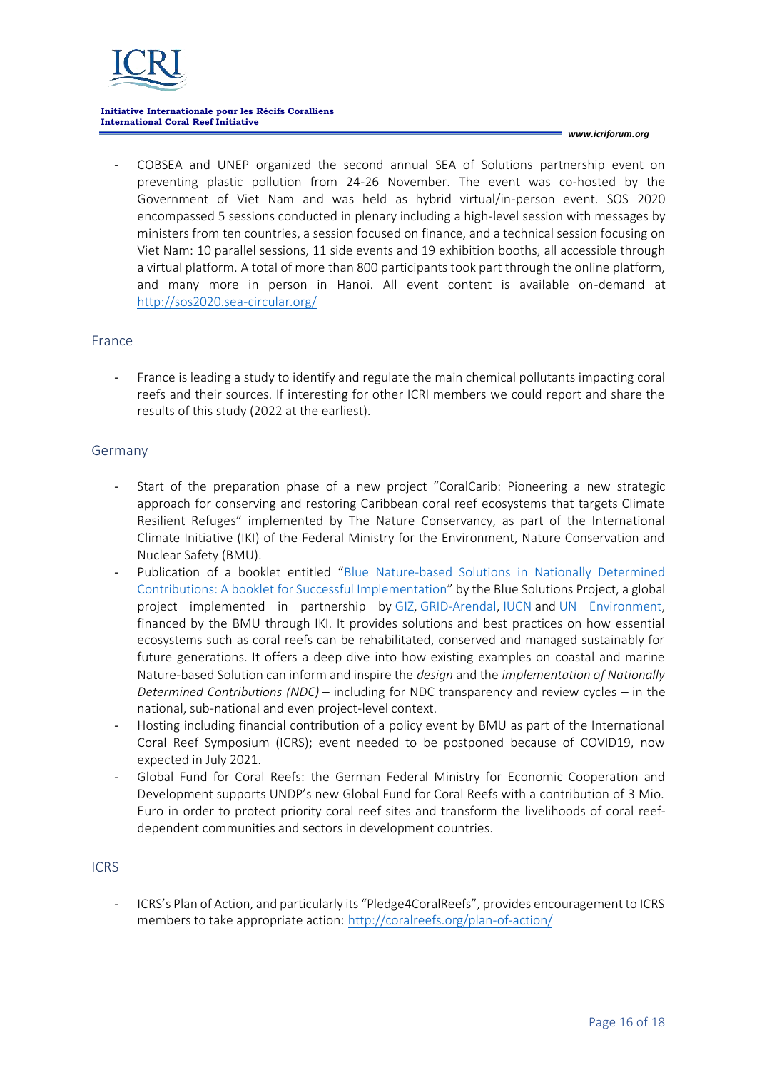- COBSEA and UNEP organized the second annual SEA of Solutions partnership event on preventing plastic pollution from 24-26 November. The event was co-hosted by the Government of Viet Nam and was held as hybrid virtual/in-person event. SOS 2020 encompassed 5 sessions conducted in plenary including a high-level session with messages by ministers from ten countries, a session focused on finance, and a technical session focusing on Viet Nam: 10 parallel sessions, 11 side events and 19 exhibition booths, all accessible through a virtual platform. A total of more than 800 participants took part through the online platform, and many more in person in Hanoi. All event content is available on-demand at http://sos2020.sea-circular.org/

## France

- France is leading a study to identify and regulate the main chemical pollutants impacting coral reefs and their sources. If interesting for other ICRI members we could report and share the results of this study (2022 at the earliest).

## Germany

- Start of the preparation phase of a new project "CoralCarib: Pioneering a new strategic approach for conserving and restoring Caribbean coral reef ecosystems that targets Climate Resilient Refuges" implemented by The Nature Conservancy, as part of the International Climate Initiative (IKI) of the Federal Ministry for the Environment, Nature Conservation and Nuclear Safety (BMU).
- Publication of a booklet entitled "Blue Nature-based Solutions in Nationally Determined Contributions: A booklet for Successful Implementation" by the Blue Solutions Project, a global project implemented in partnership by GIZ, GRID-Arendal, IUCN and UN Environment, financed by the BMU through IKI. It provides solutions and best practices on how essential ecosystems such as coral reefs can be rehabilitated, conserved and managed sustainably for future generations. It offers a deep dive into how existing examples on coastal and marine Nature-based Solution can inform and inspire the *design* and the *implementation of Nationally Determined Contributions (NDC)* – including for NDC transparency and review cycles – in the national, sub-national and even project-level context.
- Hosting including financial contribution of a policy event by BMU as part of the International Coral Reef Symposium (ICRS); event needed to be postponed because of COVID19, now expected in July 2021.
- Global Fund for Coral Reefs: the German Federal Ministry for Economic Cooperation and Development supports UNDP's new Global Fund for Coral Reefs with a contribution of 3 Mio. Euro in order to protect priority coral reef sites and transform the livelihoods of coral reef-dependent communities and sectors in development countries.

## ICRS

- ICRS's Plan of Action, and particularly its "Pledge4CoralReefs", provides encouragement to ICRS members to take appropriate action: http://coralreefs.org/plan-of-action/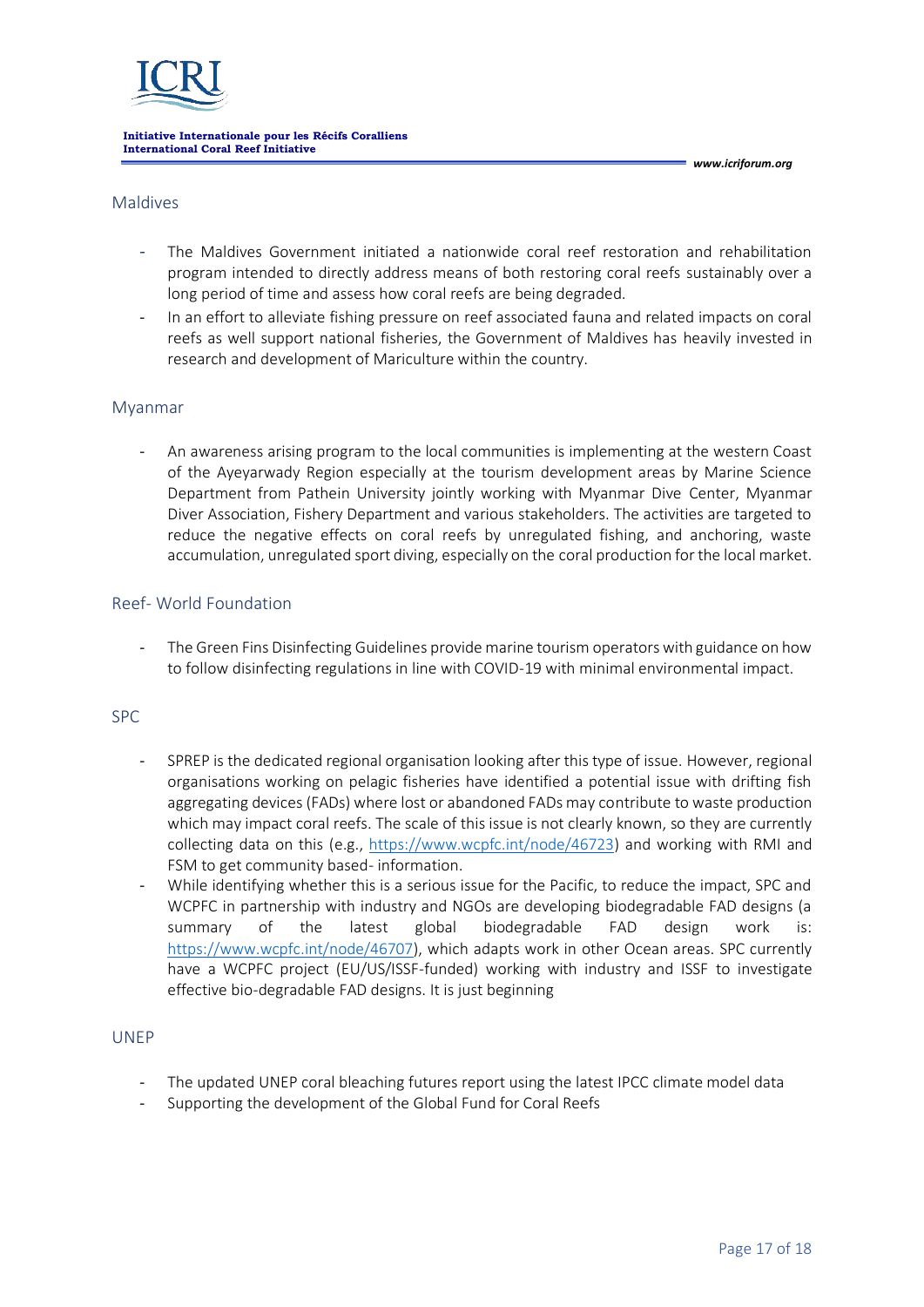## Maldives

- The Maldives Government initiated a nationwide coral reef restoration and rehabilitation program intended to directly address means of both restoring coral reefs sustainably over a long period of time and assess how coral reefs are being degraded.
- In an effort to alleviate fishing pressure on reef associated fauna and related impacts on coral reefs as well support national fisheries, the Government of Maldives has heavily invested in research and development of Mariculture within the country.

## Myanmar

- An awareness arising program to the local communities is implementing at the western Coast of the Ayeyarwady Region especially at the tourism development areas by Marine Science Department from Pathein University jointly working with Myanmar Dive Center, Myanmar Diver Association, Fishery Department and various stakeholders. The activities are targeted to reduce the negative effects on coral reefs by unregulated fishing, and anchoring, waste accumulation, unregulated sport diving, especially on the coral production for the local market.

## Reef- World Foundation

- The Green Fins Disinfecting Guidelines provide marine tourism operators with guidance on how to follow disinfecting regulations in line with COVID-19 with minimal environmental impact.

## SPC

- SPREP is the dedicated regional organisation looking after this type of issue. However, regional organisations working on pelagic fisheries have identified a potential issue with drifting fish aggregating devices (FADs) where lost or abandoned FADs may contribute to waste production which may impact coral reefs. The scale of this issue is not clearly known, so they are currently collecting data on this (e.g., https://www.wcpfc.int/node/46723) and working with RMI and FSM to get community based- information.
- While identifying whether this is a serious issue for the Pacific, to reduce the impact, SPC and WCPFC in partnership with industry and NGOs are developing biodegradable FAD designs (a summary of the latest global biodegradable FAD design work is: https://www.wcpfc.int/node/46707), which adapts work in other Ocean areas. SPC currently have a WCPFC project (EU/US/ISSF-funded) working with industry and ISSF to investigate effective bio-degradable FAD designs. It is just beginning

## UNEP

- The updated UNEP coral bleaching futures report using the latest IPCC climate model data
- Supporting the development of the Global Fund for Coral Reefs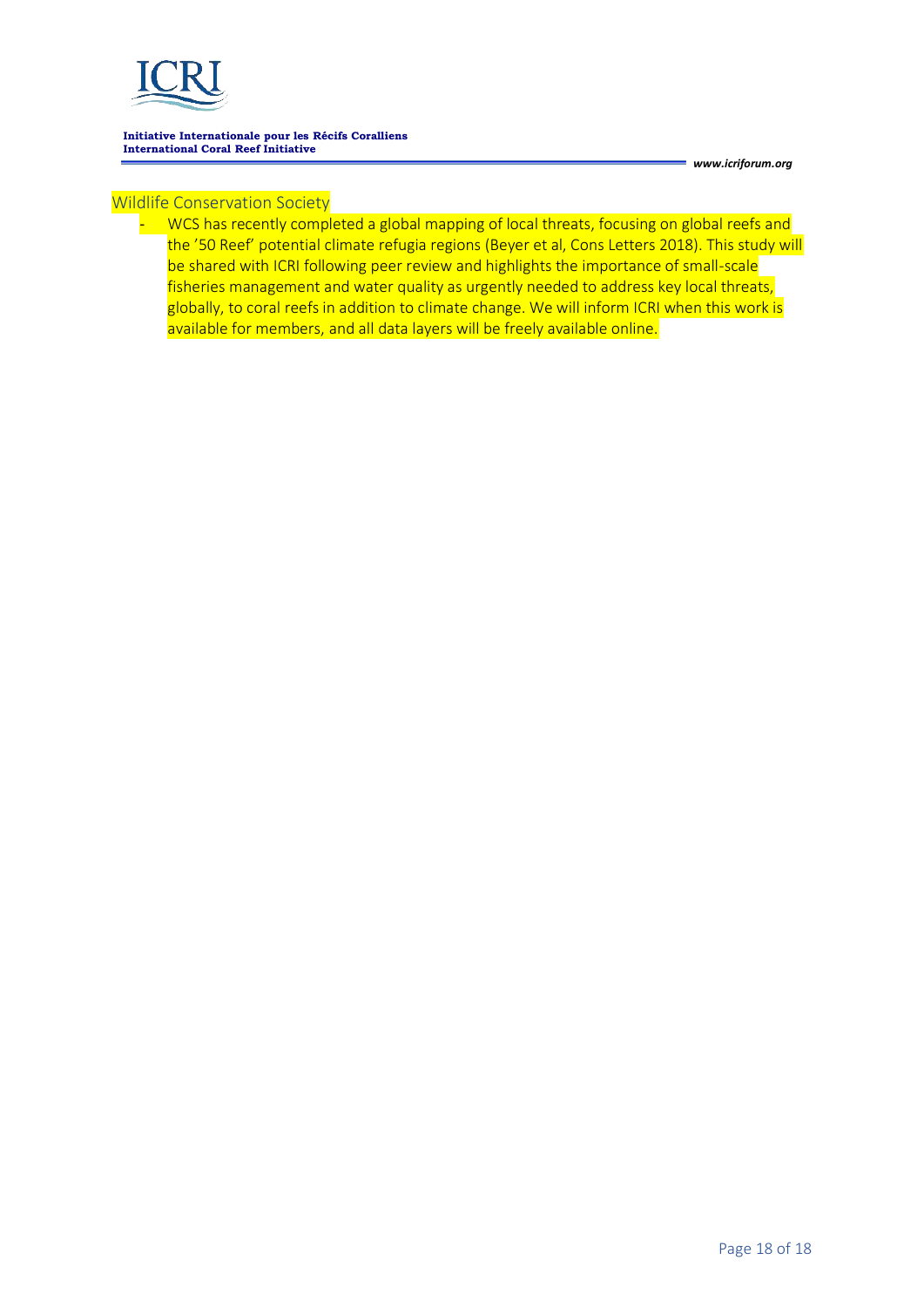## Wildlife Conservation Society

- WCS has recently completed a global mapping of local threats, focusing on global reefs and the '50 Reef' potential climate refugia regions (Beyer et al, Cons Letters 2018). This study will be shared with ICRI following peer review and highlights the importance of small-scale fisheries management and water quality as urgently needed to address key local threats, globally, to coral reefs in addition to climate change. We will inform ICRI when this work is available for members, and all data layers will be freely available online.